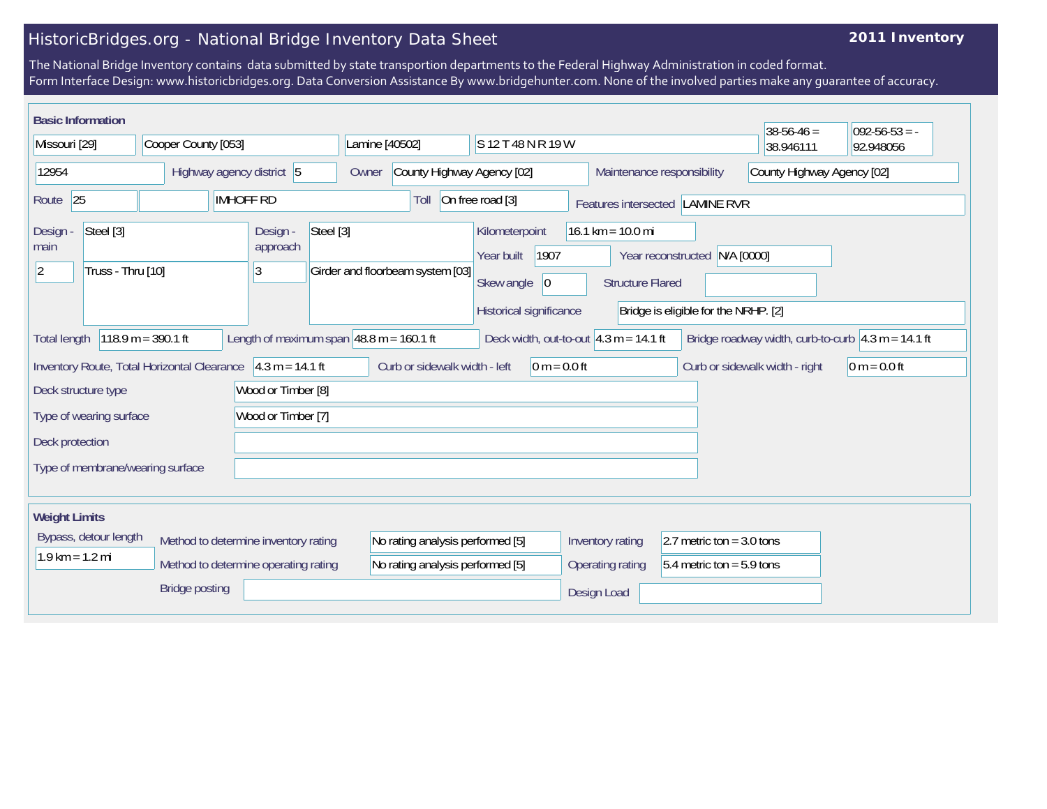# HistoricBridges.org - National Bridge Inventory Data Sheet

**2011 Inventory**

The National Bridge Inventory contains data submitted by state transportion departments to the Federal Highway Administration in coded format.
Form Interface Design: www.historicbridges.org. Data Conversion Assistance By www.bridgehunter.com. None of the involved parties make any guarantee of accuracy.

## Basic Information

| Field | Value |
|---|---|
| State | Missouri [29] |
| County | Cooper County [053] |
| Place | Lamine [40502] |
| Location | S 12 T 48 N R 19 W |
| Latitude | 38-56-46 = 38.946111 |
| Longitude | 092-56-53 = -92.948056 |
| Structure number | 12954 |
| Highway agency district | 5 |
| Owner | County Highway Agency [02] |
| Maintenance responsibility | County Highway Agency [02] |
| Route | 25 |
| Facility carried | IMHOFF RD |
| Toll | On free road [3] |
| Features intersected | LAMINE RVR |
| Design - main | Steel [3] / 2 / Truss - Thru [10] |
| Design - approach | Steel [3] / 3 / Girder and floorbeam system [03] |
| Kilometerpoint | 16.1 km = 10.0 mi |
| Year built | 1907 |
| Year reconstructed | N/A [0000] |
| Skew angle | 0 |
| Structure Flared | |
| Historical significance | Bridge is eligible for the NRHP. [2] |
| Total length | 118.9 m = 390.1 ft |
| Length of maximum span | 48.8 m = 160.1 ft |
| Deck width, out-to-out | 4.3 m = 14.1 ft |
| Bridge roadway width, curb-to-curb | 4.3 m = 14.1 ft |
| Inventory Route, Total Horizontal Clearance | 4.3 m = 14.1 ft |
| Curb or sidewalk width - left | 0 m = 0.0 ft |
| Curb or sidewalk width - right | 0 m = 0.0 ft |
| Deck structure type | Wood or Timber [8] |
| Type of wearing surface | Wood or Timber [7] |
| Deck protection | |
| Type of membrane/wearing surface | |

## Weight Limits

| Field | Value |
|---|---|
| Bypass, detour length | 1.9 km = 1.2 mi |
| Method to determine inventory rating | No rating analysis performed [5] |
| Method to determine operating rating | No rating analysis performed [5] |
| Inventory rating | 2.7 metric ton = 3.0 tons |
| Operating rating | 5.4 metric ton = 5.9 tons |
| Bridge posting | |
| Design Load | |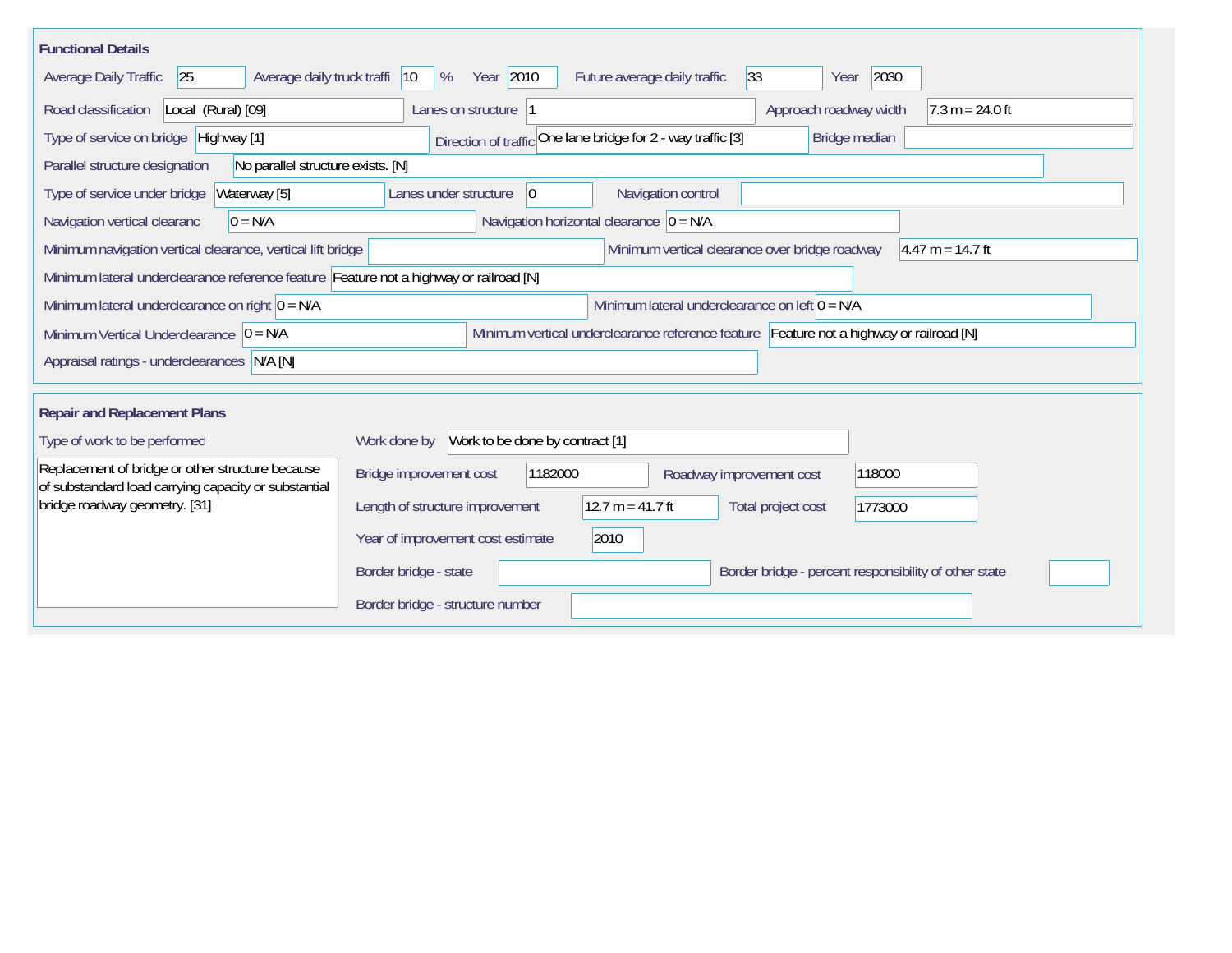## Functional Details

| Field | Value |
| --- | --- |
| Average Daily Traffic | 25 |
| Average daily truck traffi | 10 % |
| Year | 2010 |
| Future average daily traffic | 33 |
| Year | 2030 |
| Road classification | Local (Rural) [09] |
| Lanes on structure | 1 |
| Approach roadway width | 7.3 m = 24.0 ft |
| Type of service on bridge | Highway [1] |
| Direction of traffic | One lane bridge for 2 - way traffic [3] |
| Bridge median | |
| Parallel structure designation | No parallel structure exists. [N] |
| Type of service under bridge | Waterway [5] |
| Lanes under structure | 0 |
| Navigation control | |
| Navigation vertical clearanc | 0 = N/A |
| Navigation horizontal clearance | 0 = N/A |
| Minimum navigation vertical clearance, vertical lift bridge | |
| Minimum vertical clearance over bridge roadway | 4.47 m = 14.7 ft |
| Minimum lateral underclearance reference feature | Feature not a highway or railroad [N] |
| Minimum lateral underclearance on right | 0 = N/A |
| Minimum lateral underclearance on left | 0 = N/A |
| Minimum Vertical Underclearance | 0 = N/A |
| Minimum vertical underclearance reference feature | Feature not a highway or railroad [N] |
| Appraisal ratings - underclearances | N/A [N] |

## Repair and Replacement Plans

| Field | Value |
| --- | --- |
| Type of work to be performed | Replacement of bridge or other structure because of substandard load carrying capacity or substantial bridge roadway geometry. [31] |
| Work done by | Work to be done by contract [1] |
| Bridge improvement cost | 1182000 |
| Roadway improvement cost | 118000 |
| Length of structure improvement | 12.7 m = 41.7 ft |
| Total project cost | 1773000 |
| Year of improvement cost estimate | 2010 |
| Border bridge - state | |
| Border bridge - percent responsibility of other state | |
| Border bridge - structure number | |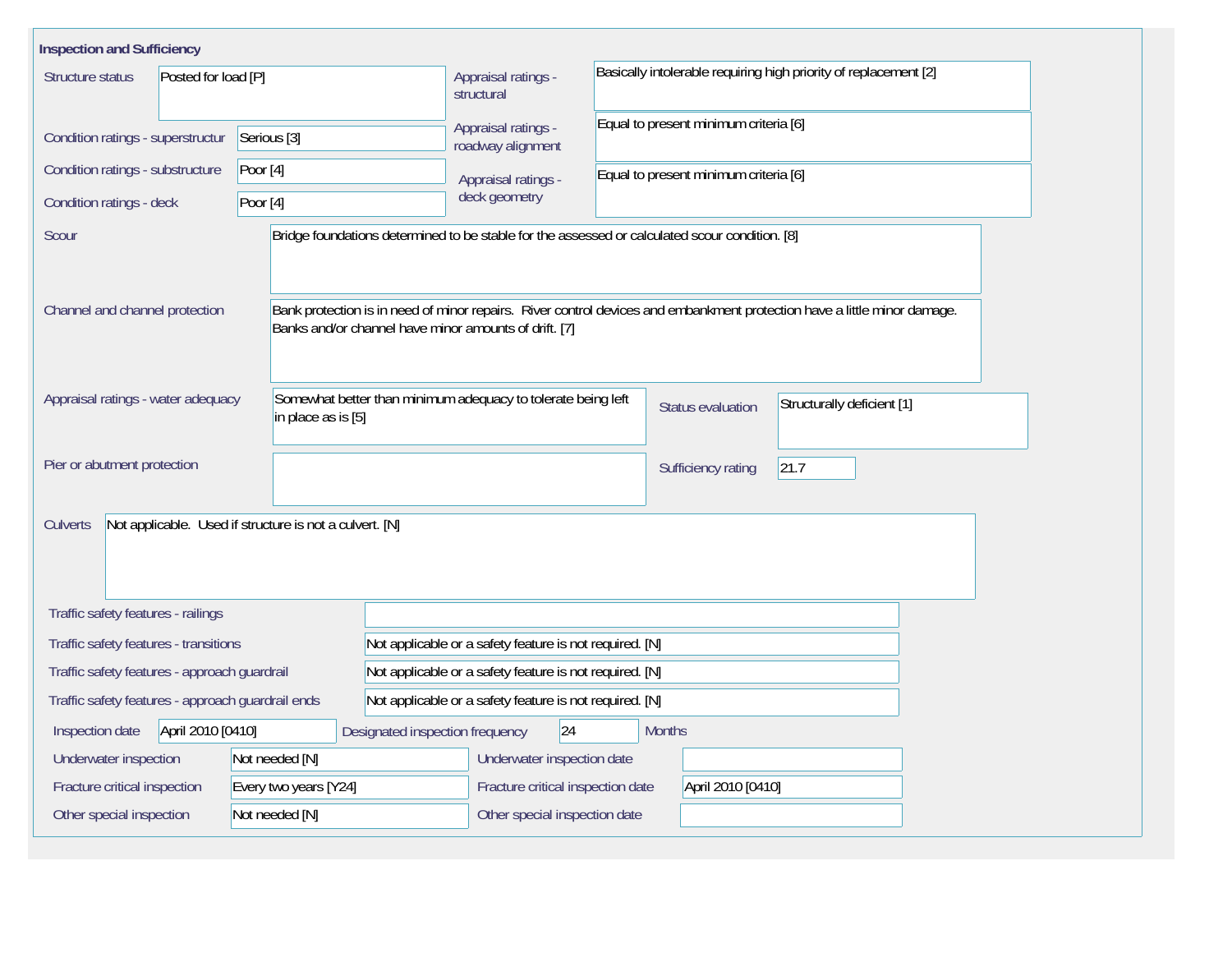## Inspection and Sufficiency

| | |
|---|---|
| Structure status | Posted for load [P] |
| Condition ratings - superstructur | Serious [3] |
| Condition ratings - substructure | Poor [4] |
| Condition ratings - deck | Poor [4] |
| Appraisal ratings - structural | Basically intolerable requiring high priority of replacement [2] |
| Appraisal ratings - roadway alignment | Equal to present minimum criteria [6] |
| Appraisal ratings - deck geometry | Equal to present minimum criteria [6] |
| Scour | Bridge foundations determined to be stable for the assessed or calculated scour condition. [8] |
| Channel and channel protection | Bank protection is in need of minor repairs. River control devices and embankment protection have a little minor damage. Banks and/or channel have minor amounts of drift. [7] |
| Appraisal ratings - water adequacy | Somewhat better than minimum adequacy to tolerate being left in place as is [5] |
| Status evaluation | Structurally deficient [1] |
| Pier or abutment protection | |
| Sufficiency rating | 21.7 |
| Culverts | Not applicable. Used if structure is not a culvert. [N] |
| Traffic safety features - railings | |
| Traffic safety features - transitions | Not applicable or a safety feature is not required. [N] |
| Traffic safety features - approach guardrail | Not applicable or a safety feature is not required. [N] |
| Traffic safety features - approach guardrail ends | Not applicable or a safety feature is not required. [N] |
| Inspection date | April 2010 [0410] |
| Designated inspection frequency | 24 Months |
| Underwater inspection | Not needed [N] |
| Underwater inspection date | |
| Fracture critical inspection | Every two years [Y24] |
| Fracture critical inspection date | April 2010 [0410] |
| Other special inspection | Not needed [N] |
| Other special inspection date | |